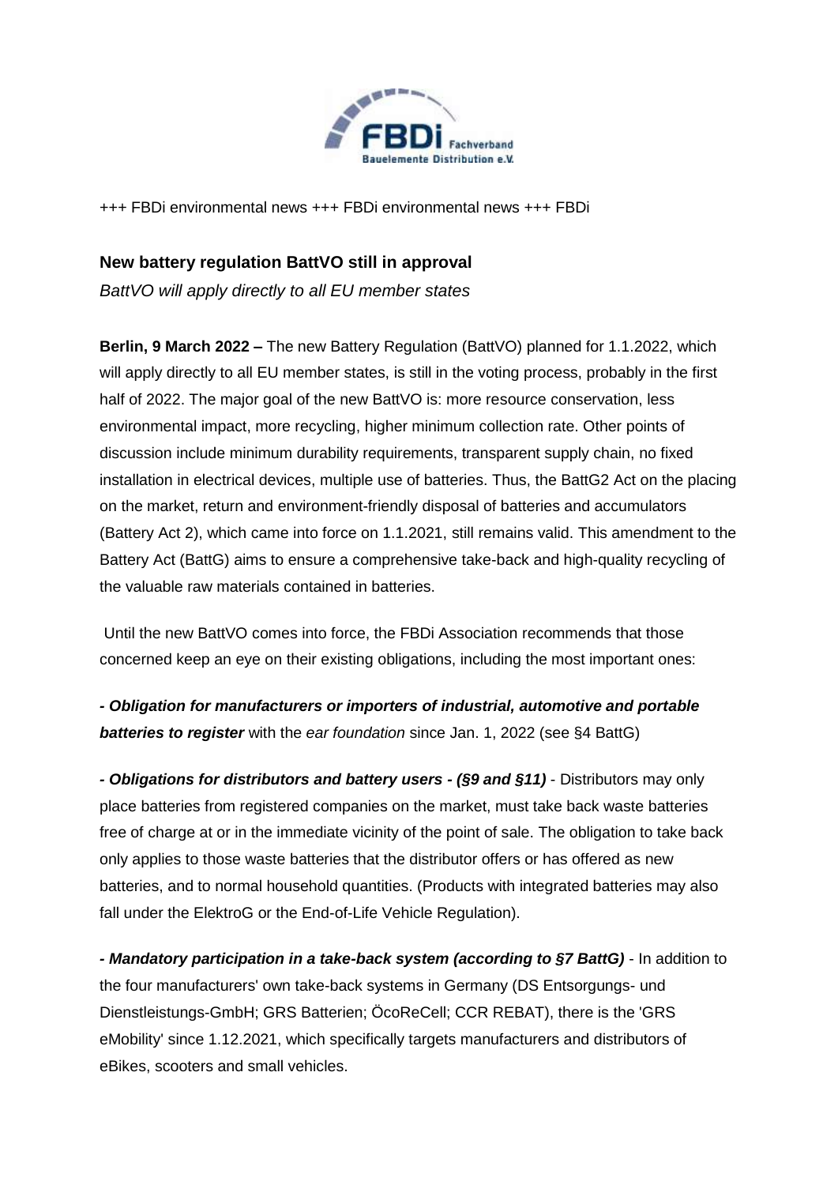+++ FBDi environmental news +++ FBDi environmental news +++ FBDi

## New battery regulation BattVO still in approval

*BattVO will apply directly to all EU member states*

**Berlin, 9 March 2022 –** The new Battery Regulation (BattVO) planned for 1.1.2022, which will apply directly to all EU member states, is still in the voting process, probably in the first half of 2022. The major goal of the new BattVO is: more resource conservation, less environmental impact, more recycling, higher minimum collection rate. Other points of discussion include minimum durability requirements, transparent supply chain, no fixed installation in electrical devices, multiple use of batteries. Thus, the BattG2 Act on the placing on the market, return and environment-friendly disposal of batteries and accumulators (Battery Act 2), which came into force on 1.1.2021, still remains valid. This amendment to the Battery Act (BattG) aims to ensure a comprehensive take-back and high-quality recycling of the valuable raw materials contained in batteries.

Until the new BattVO comes into force, the FBDi Association recommends that those concerned keep an eye on their existing obligations, including the most important ones:

***- Obligation for manufacturers or importers of industrial, automotive and portable batteries to register*** with the *ear foundation* since Jan. 1, 2022 (see §4 BattG)

***- Obligations for distributors and battery users - (§9 and §11)*** - Distributors may only place batteries from registered companies on the market, must take back waste batteries free of charge at or in the immediate vicinity of the point of sale. The obligation to take back only applies to those waste batteries that the distributor offers or has offered as new batteries, and to normal household quantities. (Products with integrated batteries may also fall under the ElektroG or the End-of-Life Vehicle Regulation).

***- Mandatory participation in a take-back system (according to §7 BattG)*** - In addition to the four manufacturers' own take-back systems in Germany (DS Entsorgungs- und Dienstleistungs-GmbH; GRS Batterien; ÖcoReCell; CCR REBAT), there is the 'GRS eMobility' since 1.12.2021, which specifically targets manufacturers and distributors of eBikes, scooters and small vehicles.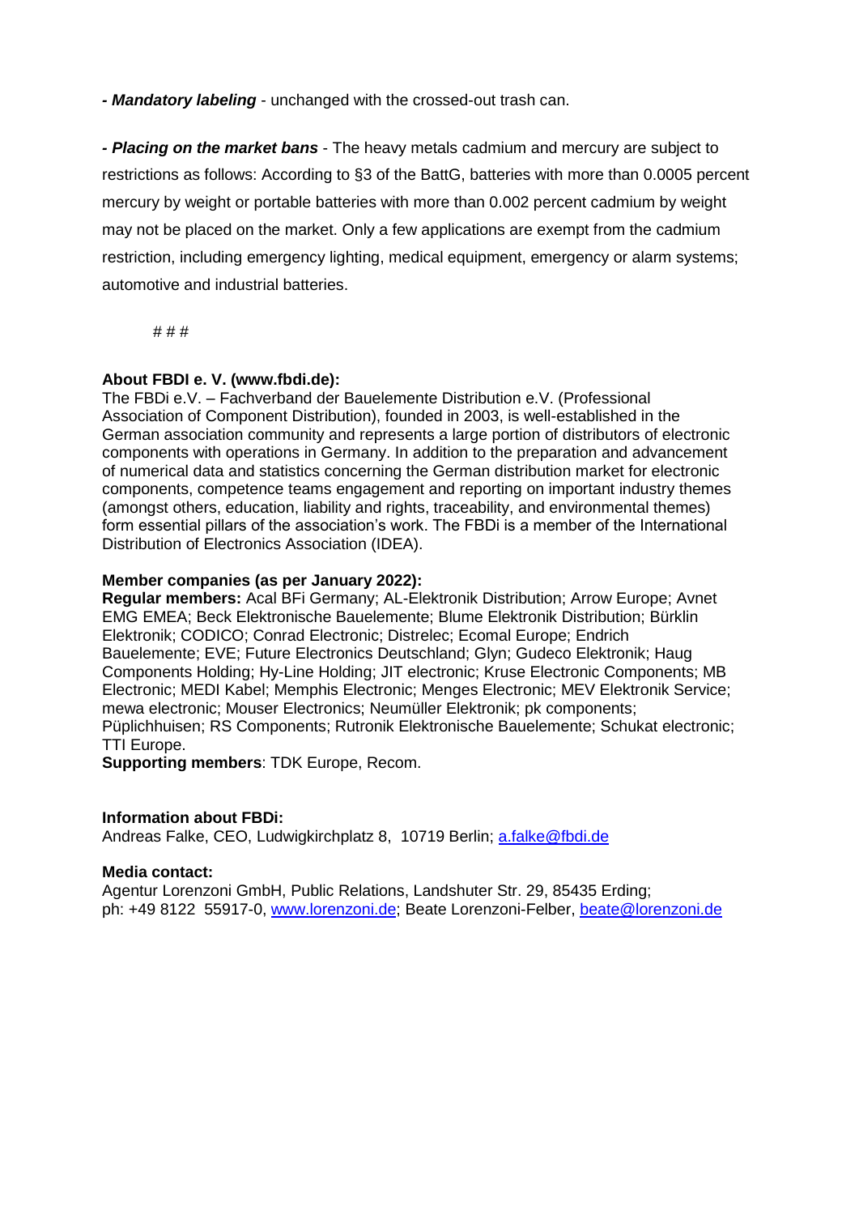**- *Mandatory labeling*** - unchanged with the crossed-out trash can.

***- Placing on the market bans*** - The heavy metals cadmium and mercury are subject to restrictions as follows: According to §3 of the BattG, batteries with more than 0.0005 percent mercury by weight or portable batteries with more than 0.002 percent cadmium by weight may not be placed on the market. Only a few applications are exempt from the cadmium restriction, including emergency lighting, medical equipment, emergency or alarm systems; automotive and industrial batteries.

# # #

**About FBDI e. V. (www.fbdi.de):**
The FBDi e.V. – Fachverband der Bauelemente Distribution e.V. (Professional Association of Component Distribution), founded in 2003, is well-established in the German association community and represents a large portion of distributors of electronic components with operations in Germany. In addition to the preparation and advancement of numerical data and statistics concerning the German distribution market for electronic components, competence teams engagement and reporting on important industry themes (amongst others, education, liability and rights, traceability, and environmental themes) form essential pillars of the association's work. The FBDi is a member of the International Distribution of Electronics Association (IDEA).

**Member companies (as per January 2022):**
**Regular members:** Acal BFi Germany; AL-Elektronik Distribution; Arrow Europe; Avnet EMG EMEA; Beck Elektronische Bauelemente; Blume Elektronik Distribution; Bürklin Elektronik; CODICO; Conrad Electronic; Distrelec; Ecomal Europe; Endrich Bauelemente; EVE; Future Electronics Deutschland; Glyn; Gudeco Elektronik; Haug Components Holding; Hy-Line Holding; JIT electronic; Kruse Electronic Components; MB Electronic; MEDI Kabel; Memphis Electronic; Menges Electronic; MEV Elektronik Service; mewa electronic; Mouser Electronics; Neumüller Elektronik; pk components; Püplichhuisen; RS Components; Rutronik Elektronische Bauelemente; Schukat electronic; TTI Europe.
**Supporting members**: TDK Europe, Recom.

**Information about FBDi:**
Andreas Falke, CEO, Ludwigkirchplatz 8, 10719 Berlin; a.falke@fbdi.de

**Media contact:**
Agentur Lorenzoni GmbH, Public Relations, Landshuter Str. 29, 85435 Erding; ph: +49 8122 55917-0, www.lorenzoni.de; Beate Lorenzoni-Felber, beate@lorenzoni.de